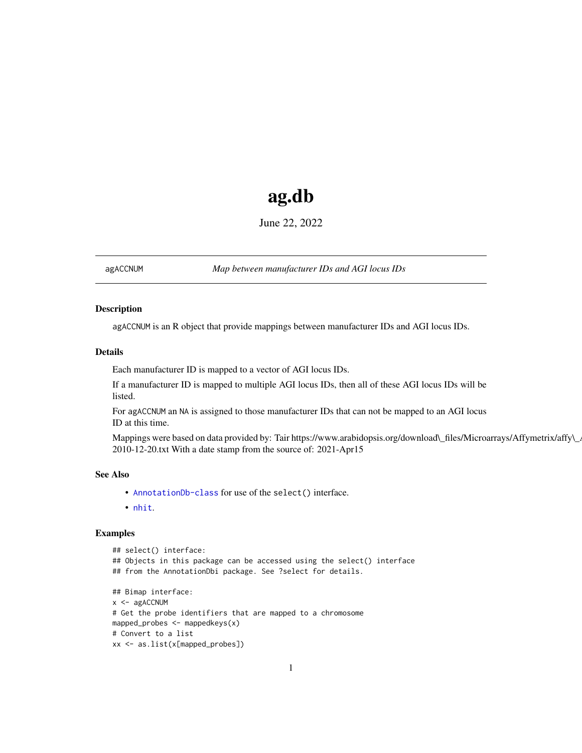# ag.db

June 22, 2022

agACCNUM *Map between manufacturer IDs and AGI locus IDs*

## Description

agACCNUM is an R object that provide mappings between manufacturer IDs and AGI locus IDs.

## Details

Each manufacturer ID is mapped to a vector of AGI locus IDs.

If a manufacturer ID is mapped to multiple AGI locus IDs, then all of these AGI locus IDs will be listed.

For agACCNUM an NA is assigned to those manufacturer IDs that can not be mapped to an AGI locus ID at this time.

Mappings were based on data provided by: Tair https://www.arabidopsis.org/download\_files/Microarrays/Affymetrix/affy\_
2010-12-20.txt With a date stamp from the source of: 2021-Apr15

## See Also

- AnnotationDb-class for use of the select() interface.
- nhit.

## Examples

```
## select() interface:
## Objects in this package can be accessed using the select() interface
## from the AnnotationDbi package. See ?select for details.

## Bimap interface:
x <- agACCNUM
# Get the probe identifiers that are mapped to a chromosome
mapped_probes <- mappedkeys(x)
# Convert to a list
xx <- as.list(x[mapped_probes])
```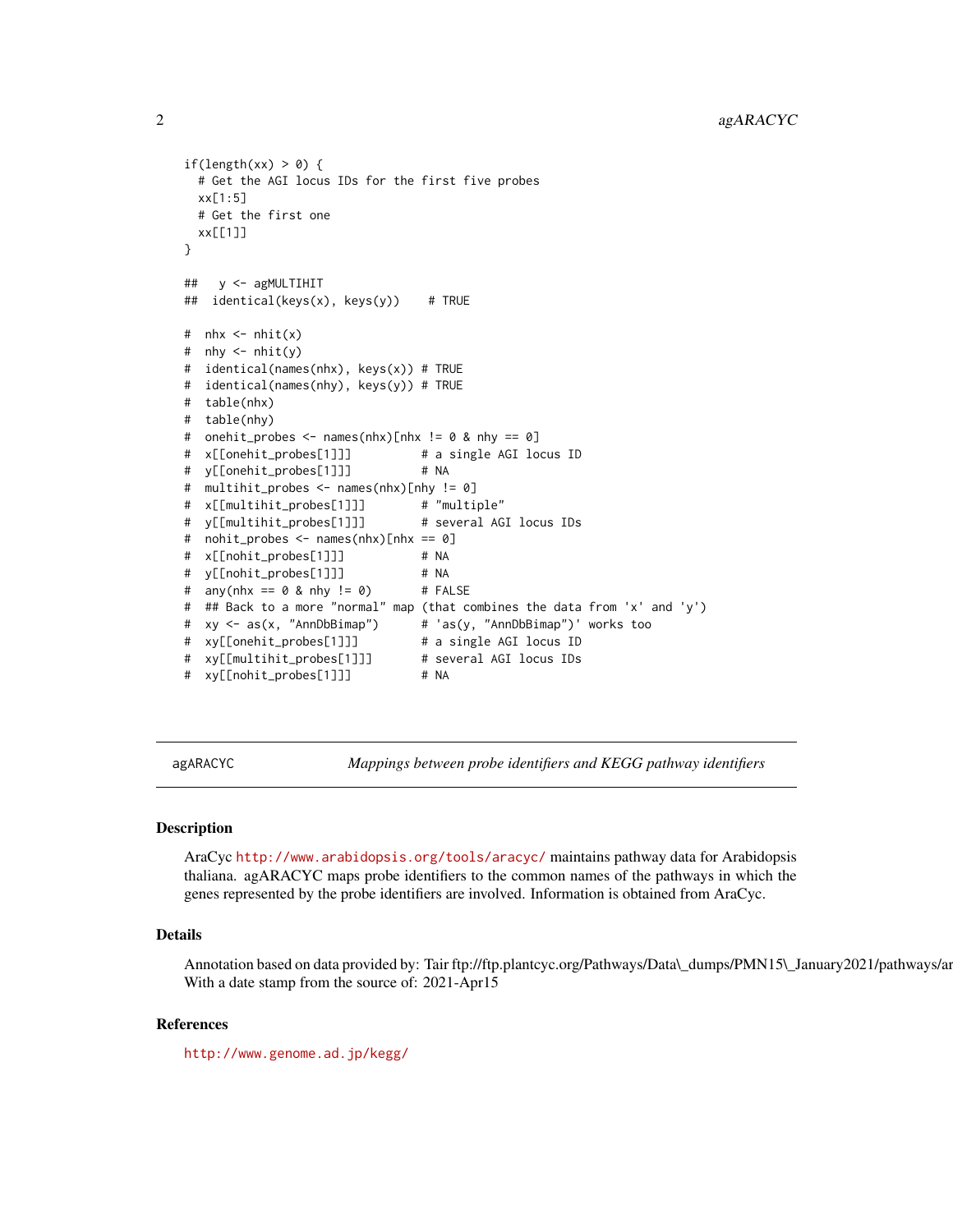```
if(length(xx) > 0) {
  # Get the AGI locus IDs for the first five probes
  xx[1:5]
  # Get the first one
  xx[[1]]
}

##   y <- agMULTIHIT
##  identical(keys(x), keys(y))    # TRUE

#  nhx <- nhit(x)
#  nhy <- nhit(y)
#  identical(names(nhx), keys(x)) # TRUE
#  identical(names(nhy), keys(y)) # TRUE
#  table(nhx)
#  table(nhy)
#  onehit_probes <- names(nhx)[nhx != 0 & nhy == 0]
#  x[[onehit_probes[1]]]          # a single AGI locus ID
#  y[[onehit_probes[1]]]          # NA
#  multihit_probes <- names(nhx)[nhy != 0]
#  x[[multihit_probes[1]]]        # "multiple"
#  y[[multihit_probes[1]]]        # several AGI locus IDs
#  nohit_probes <- names(nhx)[nhx == 0]
#  x[[nohit_probes[1]]]           # NA
#  y[[nohit_probes[1]]]           # NA
#  any(nhx == 0 & nhy != 0)       # FALSE
#  ## Back to a more "normal" map (that combines the data from 'x' and 'y')
#  xy <- as(x, "AnnDbBimap")      # 'as(y, "AnnDbBimap")' works too
#  xy[[onehit_probes[1]]]         # a single AGI locus ID
#  xy[[multihit_probes[1]]]       # several AGI locus IDs
#  xy[[nohit_probes[1]]]          # NA
```

---

## agARACYC — *Mappings between probe identifiers and KEGG pathway identifiers*

### Description

AraCyc http://www.arabidopsis.org/tools/aracyc/ maintains pathway data for Arabidopsis thaliana. agARACYC maps probe identifiers to the common names of the pathways in which the genes represented by the probe identifiers are involved. Information is obtained from AraCyc.

### Details

Annotation based on data provided by: Tair ftp://ftp.plantcyc.org/Pathways/Data\_dumps/PMN15\_January2021/pathways/ar
With a date stamp from the source of: 2021-Apr15

### References

http://www.genome.ad.jp/kegg/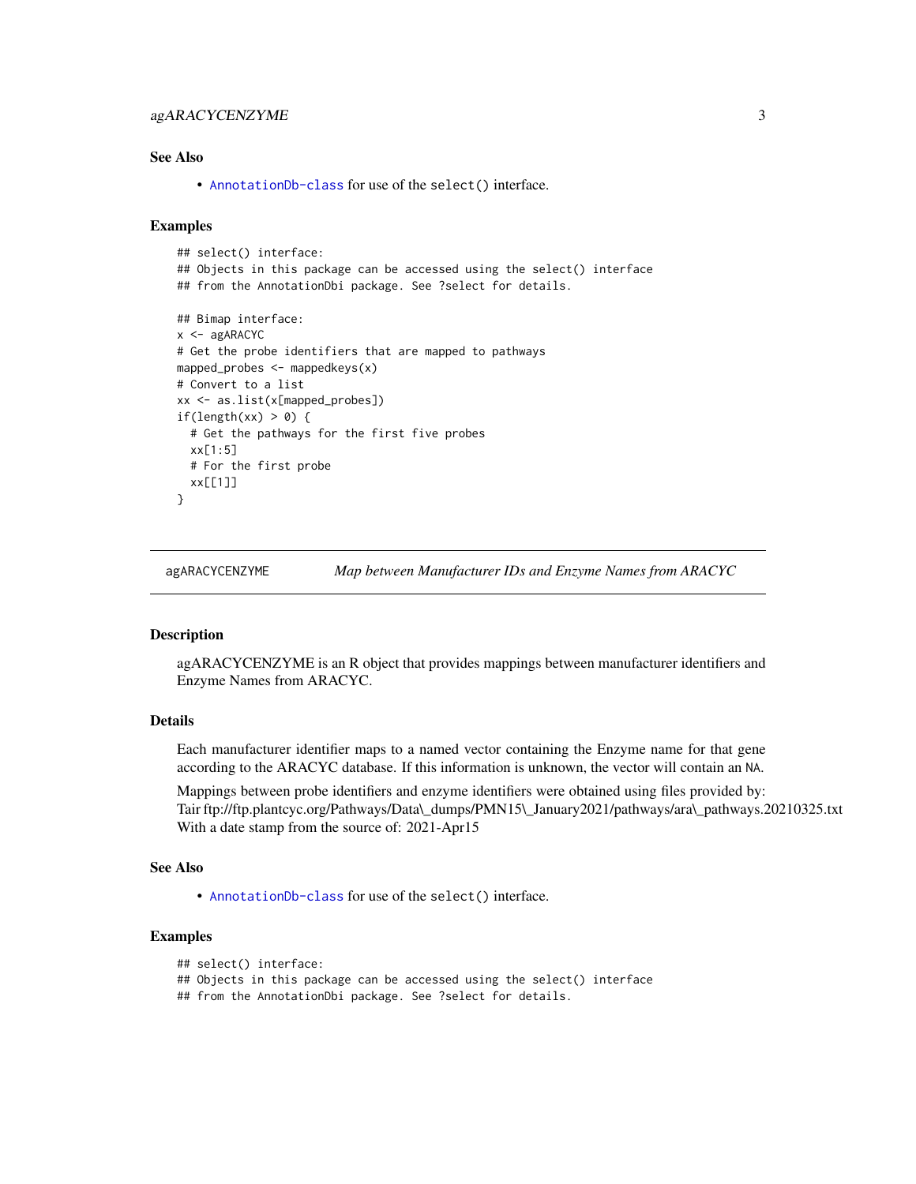### See Also

- AnnotationDb-class for use of the select() interface.

### Examples

```
## select() interface:
## Objects in this package can be accessed using the select() interface
## from the AnnotationDbi package. See ?select for details.

## Bimap interface:
x <- agARACYC
# Get the probe identifiers that are mapped to pathways
mapped_probes <- mappedkeys(x)
# Convert to a list
xx <- as.list(x[mapped_probes])
if(length(xx) > 0) {
  # Get the pathways for the first five probes
  xx[1:5]
  # For the first probe
  xx[[1]]
}
```

---

## agARACYCENZYME — *Map between Manufacturer IDs and Enzyme Names from ARACYC*

### Description

agARACYCENZYME is an R object that provides mappings between manufacturer identifiers and Enzyme Names from ARACYC.

### Details

Each manufacturer identifier maps to a named vector containing the Enzyme name for that gene according to the ARACYC database. If this information is unknown, the vector will contain an NA.

Mappings between probe identifiers and enzyme identifiers were obtained using files provided by: Tair ftp://ftp.plantcyc.org/Pathways/Data\_dumps/PMN15\_January2021/pathways/ara\_pathways.20210325.txt With a date stamp from the source of: 2021-Apr15

### See Also

- AnnotationDb-class for use of the select() interface.

### Examples

```
## select() interface:
## Objects in this package can be accessed using the select() interface
## from the AnnotationDbi package. See ?select for details.
```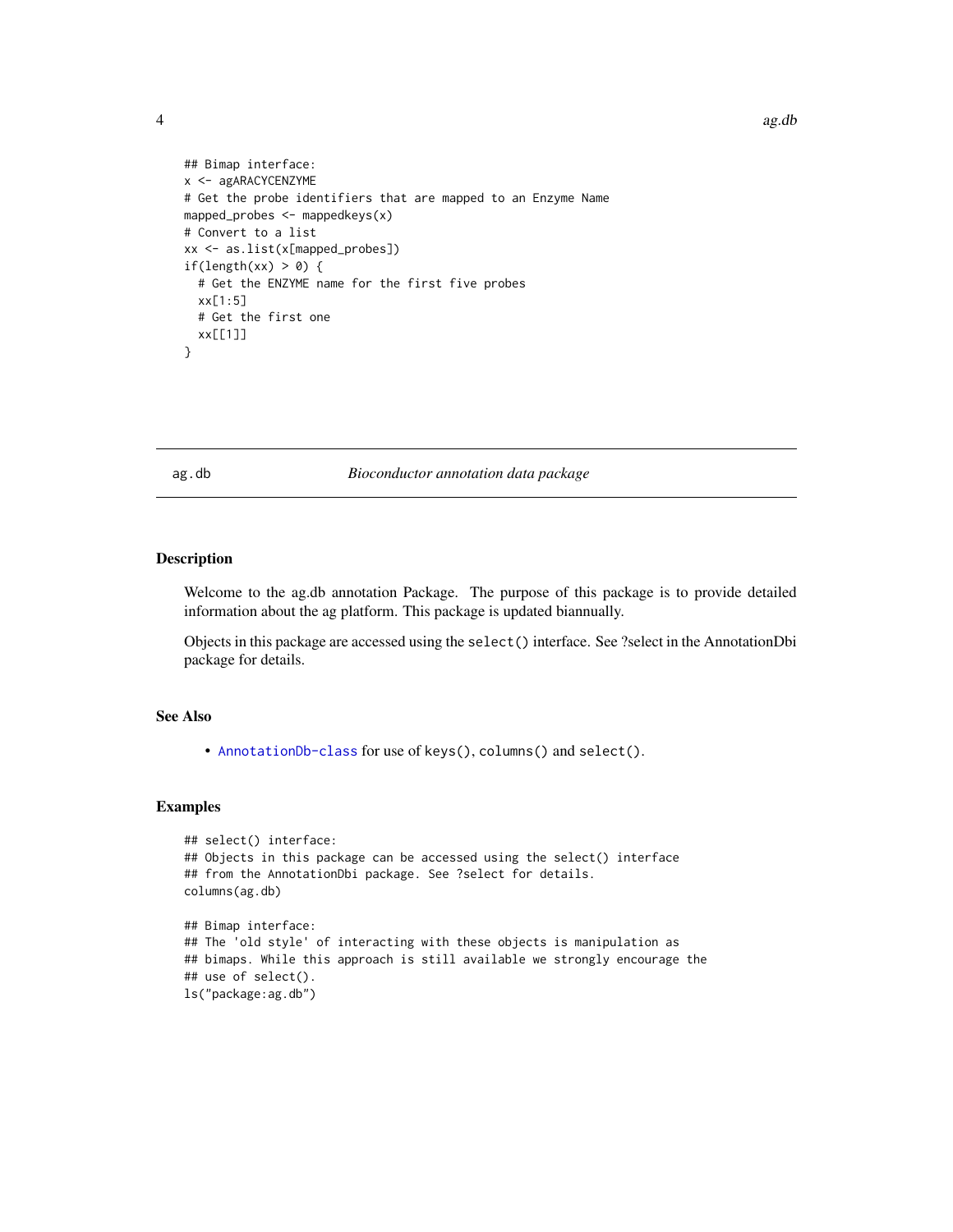```
## Bimap interface:
x <- agARACYCENZYME
# Get the probe identifiers that are mapped to an Enzyme Name
mapped_probes <- mappedkeys(x)
# Convert to a list
xx <- as.list(x[mapped_probes])
if(length(xx) > 0) {
  # Get the ENZYME name for the first five probes
  xx[1:5]
  # Get the first one
  xx[[1]]
}
```

## ag.db *Bioconductor annotation data package*

### Description

Welcome to the ag.db annotation Package. The purpose of this package is to provide detailed information about the ag platform. This package is updated biannually.

Objects in this package are accessed using the `select()` interface. See ?select in the AnnotationDbi package for details.

### See Also

- `AnnotationDb-class` for use of `keys()`, `columns()` and `select()`.

### Examples

```
## select() interface:
## Objects in this package can be accessed using the select() interface
## from the AnnotationDbi package. See ?select for details.
columns(ag.db)

## Bimap interface:
## The 'old style' of interacting with these objects is manipulation as
## bimaps. While this approach is still available we strongly encourage the
## use of select().
ls("package:ag.db")
```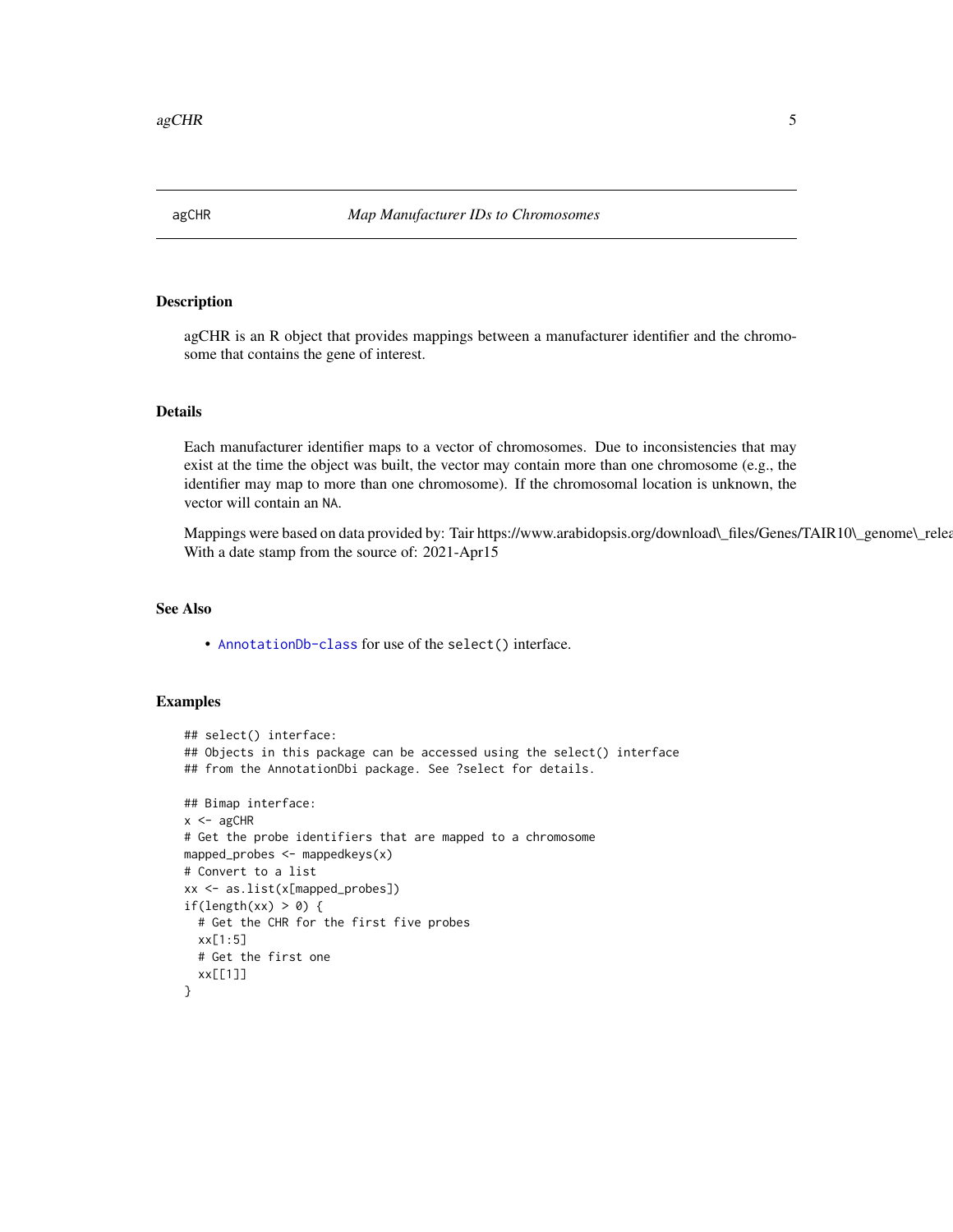agCHR *Map Manufacturer IDs to Chromosomes*

## Description

agCHR is an R object that provides mappings between a manufacturer identifier and the chromosome that contains the gene of interest.

## Details

Each manufacturer identifier maps to a vector of chromosomes. Due to inconsistencies that may exist at the time the object was built, the vector may contain more than one chromosome (e.g., the identifier may map to more than one chromosome). If the chromosomal location is unknown, the vector will contain an NA.

Mappings were based on data provided by: Tair https://www.arabidopsis.org/download\_files/Genes/TAIR10\_genome\_relea
With a date stamp from the source of: 2021-Apr15

## See Also

- AnnotationDb-class for use of the select() interface.

## Examples

```
## select() interface:
## Objects in this package can be accessed using the select() interface
## from the AnnotationDbi package. See ?select for details.

## Bimap interface:
x <- agCHR
# Get the probe identifiers that are mapped to a chromosome
mapped_probes <- mappedkeys(x)
# Convert to a list
xx <- as.list(x[mapped_probes])
if(length(xx) > 0) {
  # Get the CHR for the first five probes
  xx[1:5]
  # Get the first one
  xx[[1]]
}
```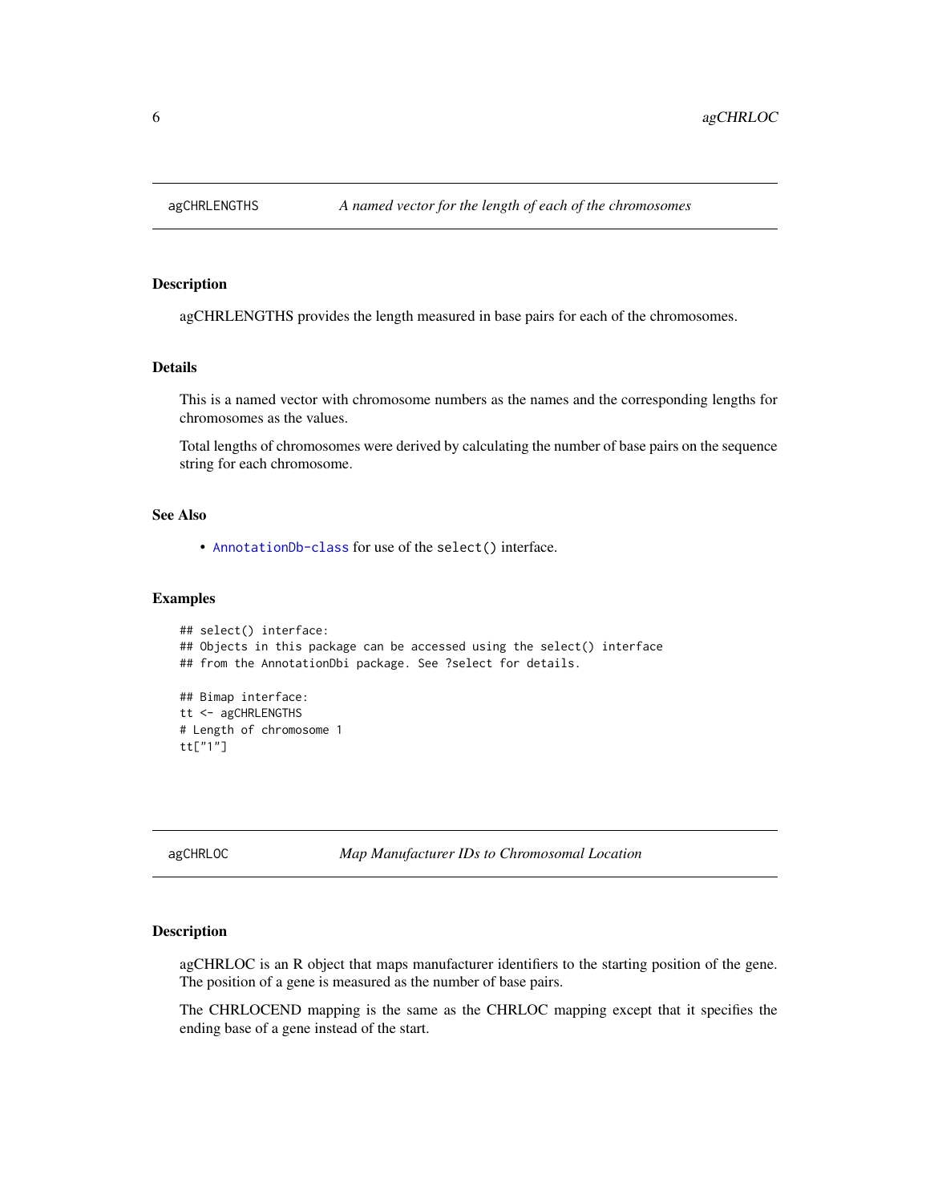## agCHRLENGTHS — *A named vector for the length of each of the chromosomes*

### Description

agCHRLENGTHS provides the length measured in base pairs for each of the chromosomes.

### Details

This is a named vector with chromosome numbers as the names and the corresponding lengths for chromosomes as the values.

Total lengths of chromosomes were derived by calculating the number of base pairs on the sequence string for each chromosome.

### See Also

- AnnotationDb-class for use of the `select()` interface.

### Examples

```
## select() interface:
## Objects in this package can be accessed using the select() interface
## from the AnnotationDbi package. See ?select for details.

## Bimap interface:
tt <- agCHRLENGTHS
# Length of chromosome 1
tt["1"]
```

## agCHRLOC — *Map Manufacturer IDs to Chromosomal Location*

### Description

agCHRLOC is an R object that maps manufacturer identifiers to the starting position of the gene. The position of a gene is measured as the number of base pairs.

The CHRLOCEND mapping is the same as the CHRLOC mapping except that it specifies the ending base of a gene instead of the start.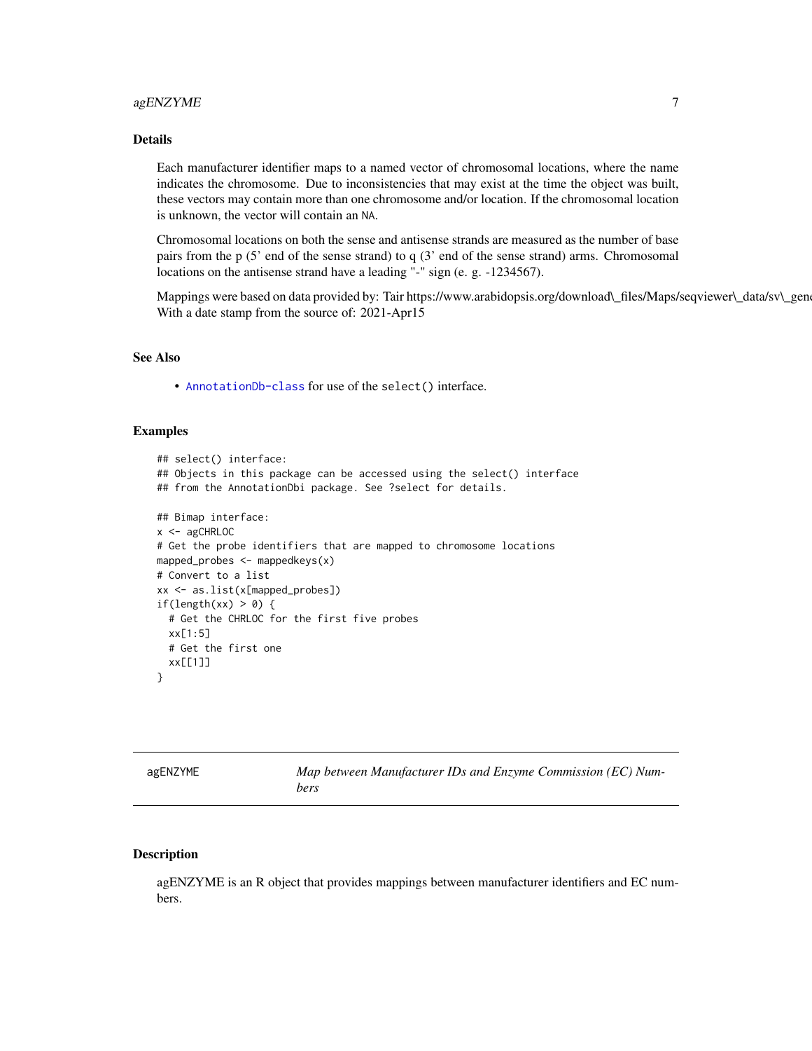## Details

Each manufacturer identifier maps to a named vector of chromosomal locations, where the name indicates the chromosome. Due to inconsistencies that may exist at the time the object was built, these vectors may contain more than one chromosome and/or location. If the chromosomal location is unknown, the vector will contain an NA.

Chromosomal locations on both the sense and antisense strands are measured as the number of base pairs from the p (5' end of the sense strand) to q (3' end of the sense strand) arms. Chromosomal locations on the antisense strand have a leading "-" sign (e. g. -1234567).

Mappings were based on data provided by: Tair https://www.arabidopsis.org/download_files/Maps/seqviewer_data/sv_gene
With a date stamp from the source of: 2021-Apr15

## See Also

- AnnotationDb-class for use of the select() interface.

## Examples

```
## select() interface:
## Objects in this package can be accessed using the select() interface
## from the AnnotationDbi package. See ?select for details.

## Bimap interface:
x <- agCHRLOC
# Get the probe identifiers that are mapped to chromosome locations
mapped_probes <- mappedkeys(x)
# Convert to a list
xx <- as.list(x[mapped_probes])
if(length(xx) > 0) {
  # Get the CHRLOC for the first five probes
  xx[1:5]
  # Get the first one
  xx[[1]]
}
```

---

# agENZYME — *Map between Manufacturer IDs and Enzyme Commission (EC) Numbers*

## Description

agENZYME is an R object that provides mappings between manufacturer identifiers and EC numbers.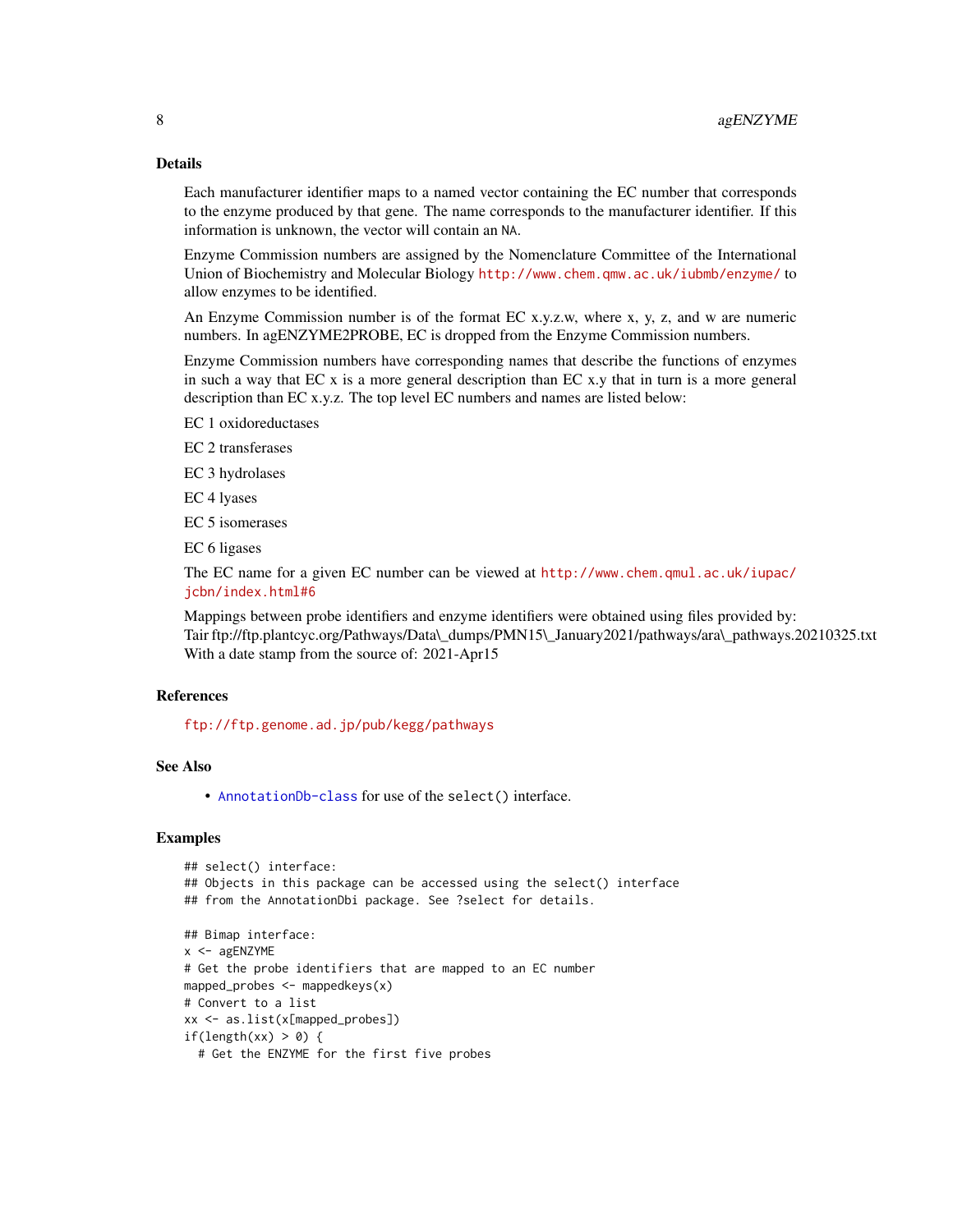## Details

Each manufacturer identifier maps to a named vector containing the EC number that corresponds to the enzyme produced by that gene. The name corresponds to the manufacturer identifier. If this information is unknown, the vector will contain an NA.

Enzyme Commission numbers are assigned by the Nomenclature Committee of the International Union of Biochemistry and Molecular Biology http://www.chem.qmw.ac.uk/iubmb/enzyme/ to allow enzymes to be identified.

An Enzyme Commission number is of the format EC x.y.z.w, where x, y, z, and w are numeric numbers. In agENZYME2PROBE, EC is dropped from the Enzyme Commission numbers.

Enzyme Commission numbers have corresponding names that describe the functions of enzymes in such a way that EC x is a more general description than EC x.y that in turn is a more general description than EC x.y.z. The top level EC numbers and names are listed below:

EC 1 oxidoreductases

EC 2 transferases

EC 3 hydrolases

EC 4 lyases

EC 5 isomerases

EC 6 ligases

The EC name for a given EC number can be viewed at http://www.chem.qmul.ac.uk/iupac/jcbn/index.html#6

Mappings between probe identifiers and enzyme identifiers were obtained using files provided by: Tair ftp://ftp.plantcyc.org/Pathways/Data\_dumps/PMN15\_January2021/pathways/ara\_pathways.20210325.txt With a date stamp from the source of: 2021-Apr15

## References

ftp://ftp.genome.ad.jp/pub/kegg/pathways

## See Also

- AnnotationDb-class for use of the select() interface.

## Examples

```
## select() interface:
## Objects in this package can be accessed using the select() interface
## from the AnnotationDbi package. See ?select for details.

## Bimap interface:
x <- agENZYME
# Get the probe identifiers that are mapped to an EC number
mapped_probes <- mappedkeys(x)
# Convert to a list
xx <- as.list(x[mapped_probes])
if(length(xx) > 0) {
  # Get the ENZYME for the first five probes
```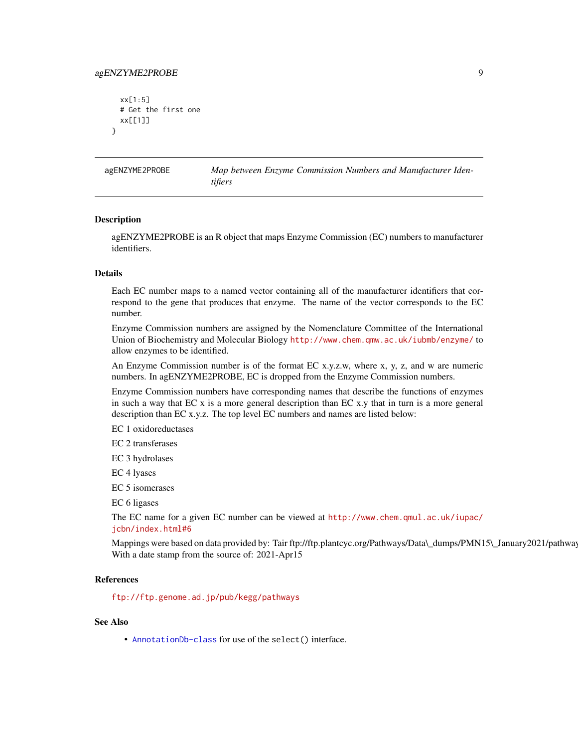```
  xx[1:5]
  # Get the first one
  xx[[1]]
}
```

## agENZYME2PROBE — *Map between Enzyme Commission Numbers and Manufacturer Identifiers*

### Description

agENZYME2PROBE is an R object that maps Enzyme Commission (EC) numbers to manufacturer identifiers.

### Details

Each EC number maps to a named vector containing all of the manufacturer identifiers that correspond to the gene that produces that enzyme. The name of the vector corresponds to the EC number.

Enzyme Commission numbers are assigned by the Nomenclature Committee of the International Union of Biochemistry and Molecular Biology http://www.chem.qmw.ac.uk/iubmb/enzyme/ to allow enzymes to be identified.

An Enzyme Commission number is of the format EC x.y.z.w, where x, y, z, and w are numeric numbers. In agENZYME2PROBE, EC is dropped from the Enzyme Commission numbers.

Enzyme Commission numbers have corresponding names that describe the functions of enzymes in such a way that EC x is a more general description than EC x.y that in turn is a more general description than EC x.y.z. The top level EC numbers and names are listed below:

EC 1 oxidoreductases

EC 2 transferases

EC 3 hydrolases

EC 4 lyases

EC 5 isomerases

EC 6 ligases

The EC name for a given EC number can be viewed at http://www.chem.qmul.ac.uk/iupac/jcbn/index.html#6

Mappings were based on data provided by: Tair ftp://ftp.plantcyc.org/Pathways/Data\_dumps/PMN15\_January2021/pathway
With a date stamp from the source of: 2021-Apr15

### References

ftp://ftp.genome.ad.jp/pub/kegg/pathways

### See Also

- AnnotationDb-class for use of the `select()` interface.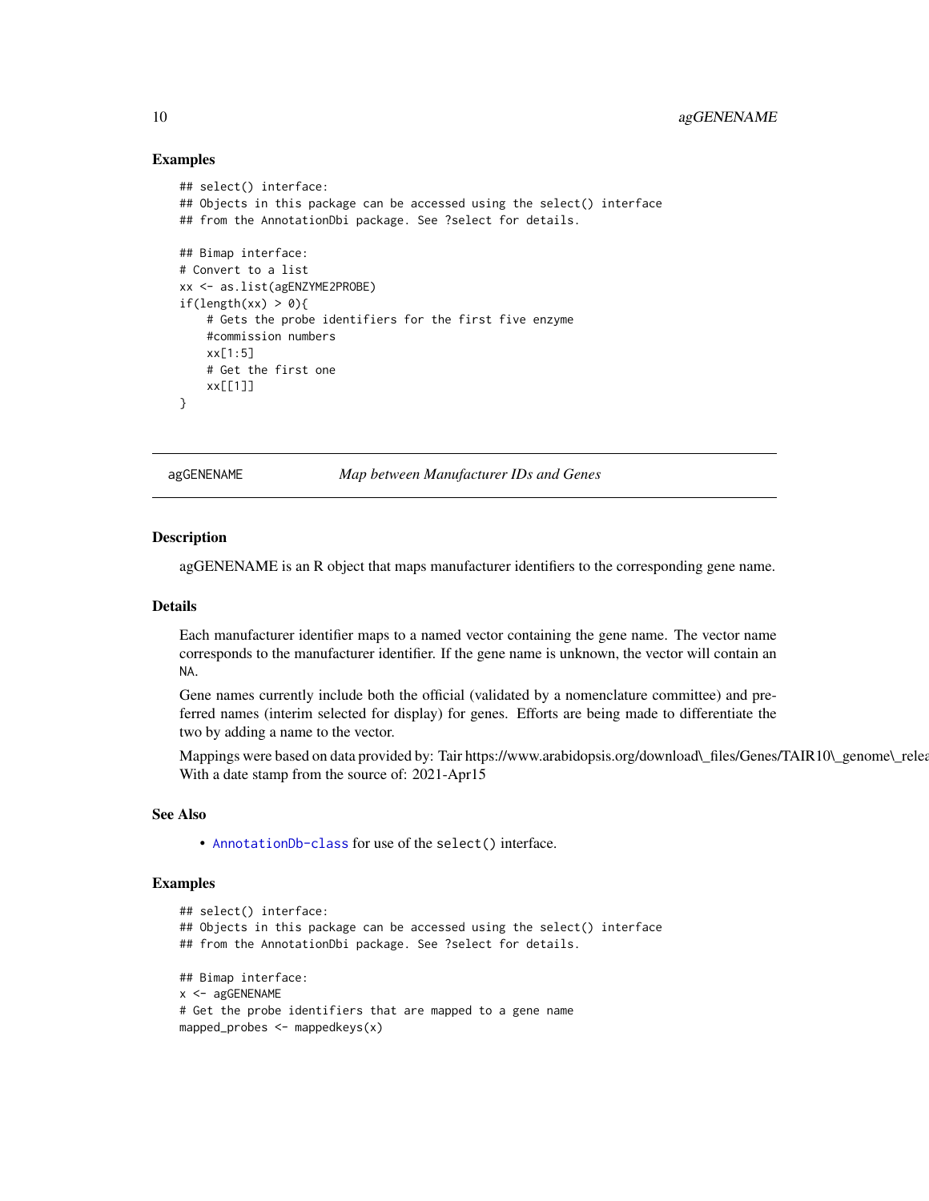### Examples

```
## select() interface:
## Objects in this package can be accessed using the select() interface
## from the AnnotationDbi package. See ?select for details.

## Bimap interface:
# Convert to a list
xx <- as.list(agENZYME2PROBE)
if(length(xx) > 0){
    # Gets the probe identifiers for the first five enzyme
    #commission numbers
    xx[1:5]
    # Get the first one
    xx[[1]]
}
```

---

## agGENENAME — *Map between Manufacturer IDs and Genes*

---

### Description

agGENENAME is an R object that maps manufacturer identifiers to the corresponding gene name.

### Details

Each manufacturer identifier maps to a named vector containing the gene name. The vector name corresponds to the manufacturer identifier. If the gene name is unknown, the vector will contain an NA.

Gene names currently include both the official (validated by a nomenclature committee) and preferred names (interim selected for display) for genes. Efforts are being made to differentiate the two by adding a name to the vector.

Mappings were based on data provided by: Tair https://www.arabidopsis.org/download\_files/Genes/TAIR10\_genome\_relea
With a date stamp from the source of: 2021-Apr15

### See Also

- AnnotationDb-class for use of the select() interface.

### Examples

```
## select() interface:
## Objects in this package can be accessed using the select() interface
## from the AnnotationDbi package. See ?select for details.

## Bimap interface:
x <- agGENENAME
# Get the probe identifiers that are mapped to a gene name
mapped_probes <- mappedkeys(x)
```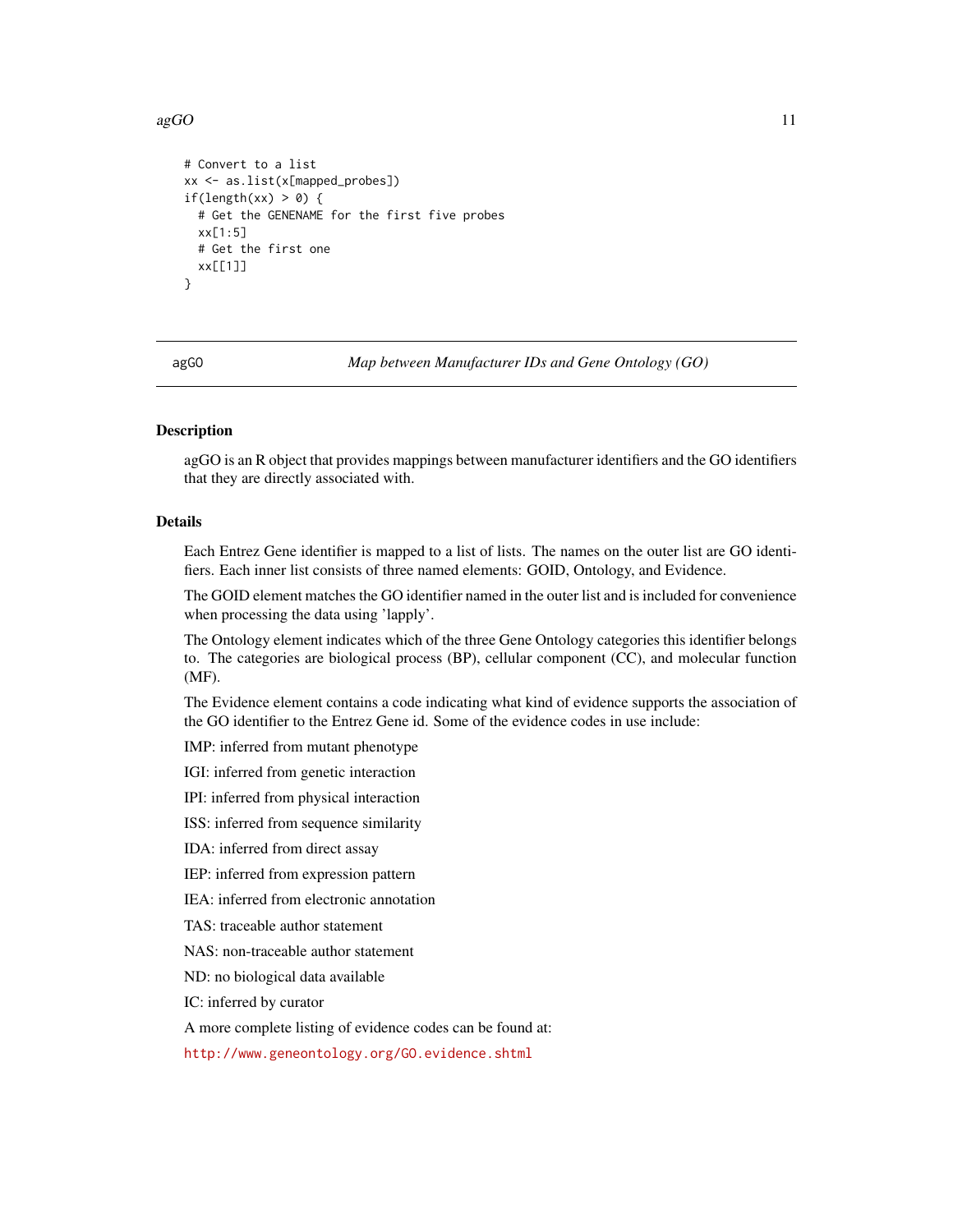```
# Convert to a list
xx <- as.list(x[mapped_probes])
if(length(xx) > 0) {
  # Get the GENENAME for the first five probes
  xx[1:5]
  # Get the first one
  xx[[1]]
}
```

## agGO — *Map between Manufacturer IDs and Gene Ontology (GO)*

### Description

agGO is an R object that provides mappings between manufacturer identifiers and the GO identifiers that they are directly associated with.

### Details

Each Entrez Gene identifier is mapped to a list of lists. The names on the outer list are GO identifiers. Each inner list consists of three named elements: GOID, Ontology, and Evidence.

The GOID element matches the GO identifier named in the outer list and is included for convenience when processing the data using 'lapply'.

The Ontology element indicates which of the three Gene Ontology categories this identifier belongs to. The categories are biological process (BP), cellular component (CC), and molecular function (MF).

The Evidence element contains a code indicating what kind of evidence supports the association of the GO identifier to the Entrez Gene id. Some of the evidence codes in use include:

IMP: inferred from mutant phenotype

IGI: inferred from genetic interaction

IPI: inferred from physical interaction

ISS: inferred from sequence similarity

IDA: inferred from direct assay

IEP: inferred from expression pattern

IEA: inferred from electronic annotation

TAS: traceable author statement

NAS: non-traceable author statement

ND: no biological data available

IC: inferred by curator

A more complete listing of evidence codes can be found at:

http://www.geneontology.org/GO.evidence.shtml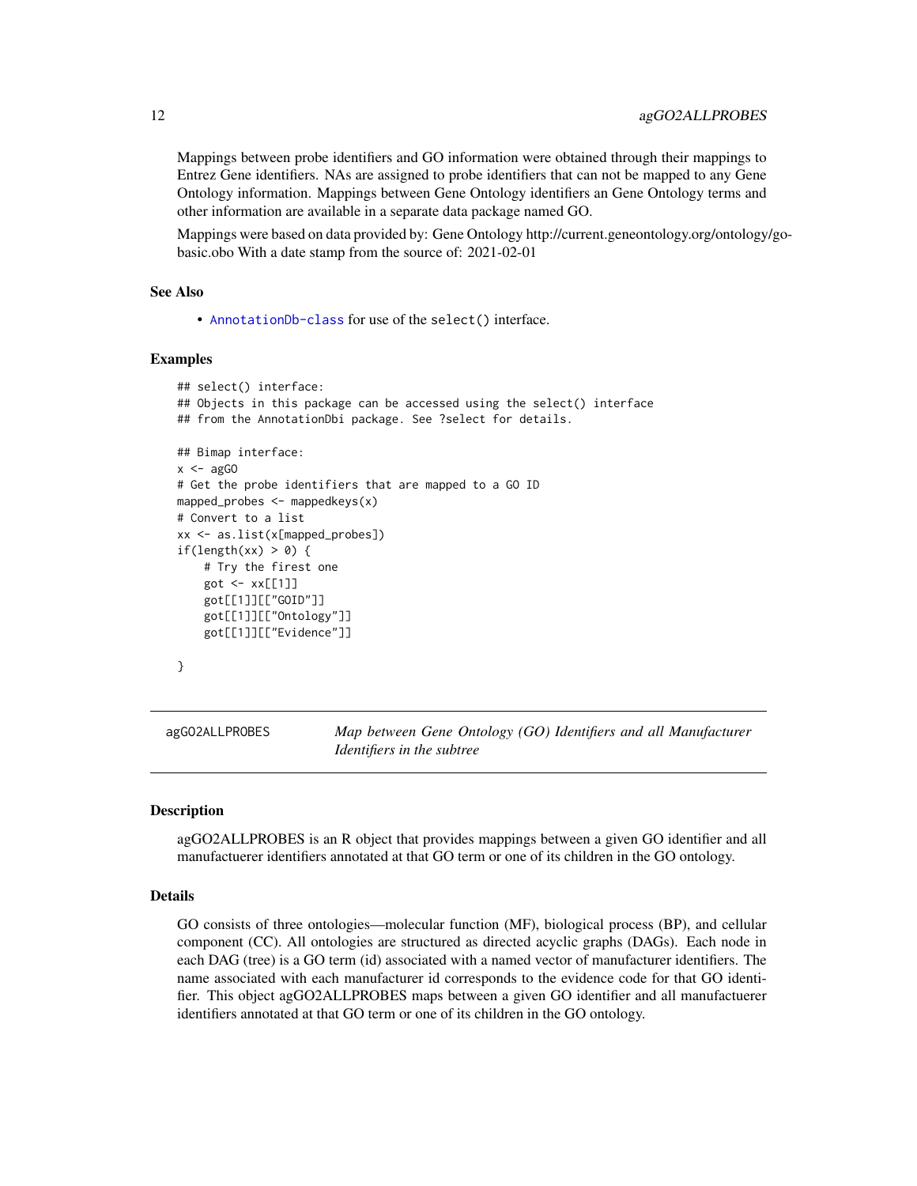Mappings between probe identifiers and GO information were obtained through their mappings to Entrez Gene identifiers. NAs are assigned to probe identifiers that can not be mapped to any Gene Ontology information. Mappings between Gene Ontology identifiers an Gene Ontology terms and other information are available in a separate data package named GO.

Mappings were based on data provided by: Gene Ontology http://current.geneontology.org/ontology/go-basic.obo With a date stamp from the source of: 2021-02-01

### See Also

- AnnotationDb-class for use of the select() interface.

### Examples

```
## select() interface:
## Objects in this package can be accessed using the select() interface
## from the AnnotationDbi package. See ?select for details.

## Bimap interface:
x <- agGO
# Get the probe identifiers that are mapped to a GO ID
mapped_probes <- mappedkeys(x)
# Convert to a list
xx <- as.list(x[mapped_probes])
if(length(xx) > 0) {
    # Try the first one
    got <- xx[[1]]
    got[[1]][["GOID"]]
    got[[1]][["Ontology"]]
    got[[1]][["Evidence"]]

}
```

## agGO2ALLPROBES — *Map between Gene Ontology (GO) Identifiers and all Manufacturer Identifiers in the subtree*

### Description

agGO2ALLPROBES is an R object that provides mappings between a given GO identifier and all manufactuerer identifiers annotated at that GO term or one of its children in the GO ontology.

### Details

GO consists of three ontologies—molecular function (MF), biological process (BP), and cellular component (CC). All ontologies are structured as directed acyclic graphs (DAGs). Each node in each DAG (tree) is a GO term (id) associated with a named vector of manufacturer identifiers. The name associated with each manufacturer id corresponds to the evidence code for that GO identifier. This object agGO2ALLPROBES maps between a given GO identifier and all manufactuerer identifiers annotated at that GO term or one of its children in the GO ontology.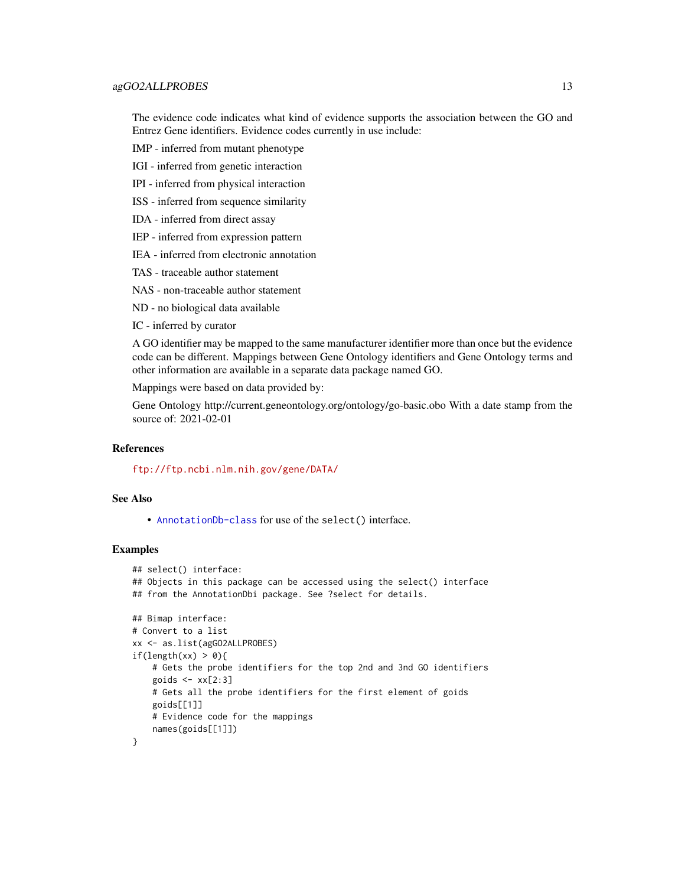The evidence code indicates what kind of evidence supports the association between the GO and Entrez Gene identifiers. Evidence codes currently in use include:

IMP - inferred from mutant phenotype

IGI - inferred from genetic interaction

IPI - inferred from physical interaction

ISS - inferred from sequence similarity

IDA - inferred from direct assay

IEP - inferred from expression pattern

IEA - inferred from electronic annotation

TAS - traceable author statement

NAS - non-traceable author statement

ND - no biological data available

IC - inferred by curator

A GO identifier may be mapped to the same manufacturer identifier more than once but the evidence code can be different. Mappings between Gene Ontology identifiers and Gene Ontology terms and other information are available in a separate data package named GO.

Mappings were based on data provided by:

Gene Ontology http://current.geneontology.org/ontology/go-basic.obo With a date stamp from the source of: 2021-02-01

### References

ftp://ftp.ncbi.nlm.nih.gov/gene/DATA/

### See Also

- AnnotationDb-class for use of the select() interface.

### Examples

```
## select() interface:
## Objects in this package can be accessed using the select() interface
## from the AnnotationDbi package. See ?select for details.

## Bimap interface:
# Convert to a list
xx <- as.list(agGO2ALLPROBES)
if(length(xx) > 0){
    # Gets the probe identifiers for the top 2nd and 3nd GO identifiers
    goids <- xx[2:3]
    # Gets all the probe identifiers for the first element of goids
    goids[[1]]
    # Evidence code for the mappings
    names(goids[[1]])
}
```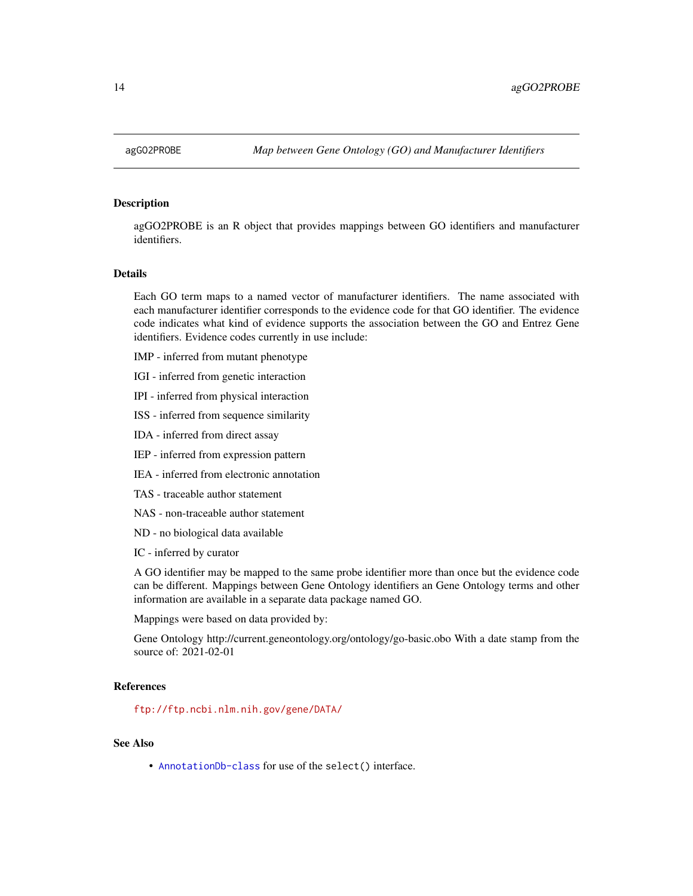## agGO2PROBE — *Map between Gene Ontology (GO) and Manufacturer Identifiers*

### Description

agGO2PROBE is an R object that provides mappings between GO identifiers and manufacturer identifiers.

### Details

Each GO term maps to a named vector of manufacturer identifiers. The name associated with each manufacturer identifier corresponds to the evidence code for that GO identifier. The evidence code indicates what kind of evidence supports the association between the GO and Entrez Gene identifiers. Evidence codes currently in use include:

IMP - inferred from mutant phenotype

IGI - inferred from genetic interaction

IPI - inferred from physical interaction

ISS - inferred from sequence similarity

IDA - inferred from direct assay

IEP - inferred from expression pattern

IEA - inferred from electronic annotation

TAS - traceable author statement

NAS - non-traceable author statement

ND - no biological data available

IC - inferred by curator

A GO identifier may be mapped to the same probe identifier more than once but the evidence code can be different. Mappings between Gene Ontology identifiers an Gene Ontology terms and other information are available in a separate data package named GO.

Mappings were based on data provided by:

Gene Ontology http://current.geneontology.org/ontology/go-basic.obo With a date stamp from the source of: 2021-02-01

### References

`ftp://ftp.ncbi.nlm.nih.gov/gene/DATA/`

### See Also

- `AnnotationDb-class` for use of the `select()` interface.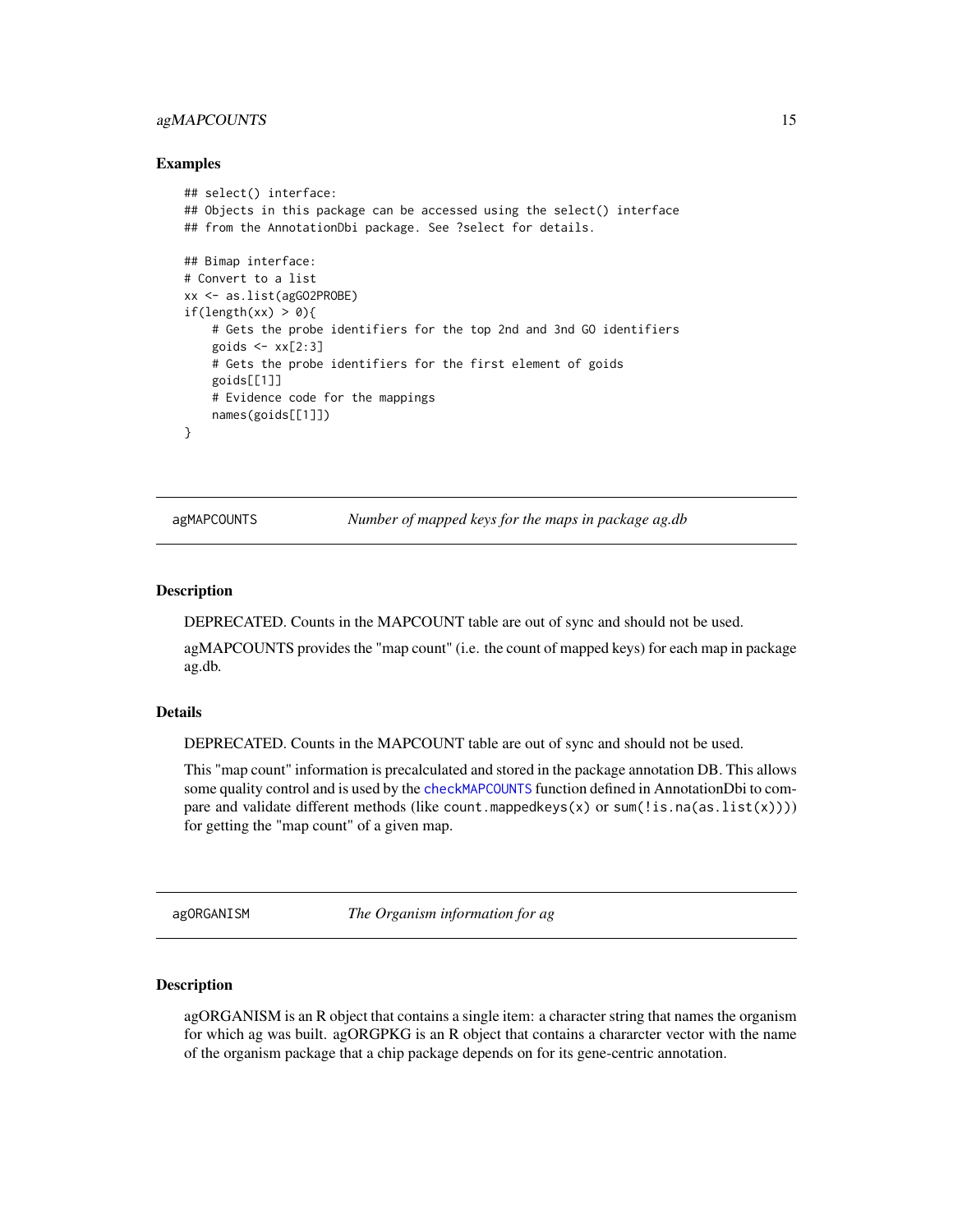### Examples

```
## select() interface:
## Objects in this package can be accessed using the select() interface
## from the AnnotationDbi package. See ?select for details.

## Bimap interface:
# Convert to a list
xx <- as.list(agGO2PROBE)
if(length(xx) > 0){
    # Gets the probe identifiers for the top 2nd and 3nd GO identifiers
    goids <- xx[2:3]
    # Gets the probe identifiers for the first element of goids
    goids[[1]]
    # Evidence code for the mappings
    names(goids[[1]])
}
```

---

## agMAPCOUNTS — *Number of mapped keys for the maps in package ag.db*

### Description

DEPRECATED. Counts in the MAPCOUNT table are out of sync and should not be used.

agMAPCOUNTS provides the "map count" (i.e. the count of mapped keys) for each map in package ag.db.

### Details

DEPRECATED. Counts in the MAPCOUNT table are out of sync and should not be used.

This "map count" information is precalculated and stored in the package annotation DB. This allows some quality control and is used by the `checkMAPCOUNTS` function defined in AnnotationDbi to compare and validate different methods (like `count.mappedkeys(x)` or `sum(!is.na(as.list(x)))`) for getting the "map count" of a given map.

---

## agORGANISM — *The Organism information for ag*

### Description

agORGANISM is an R object that contains a single item: a character string that names the organism for which ag was built. agORGPKG is an R object that contains a chararcter vector with the name of the organism package that a chip package depends on for its gene-centric annotation.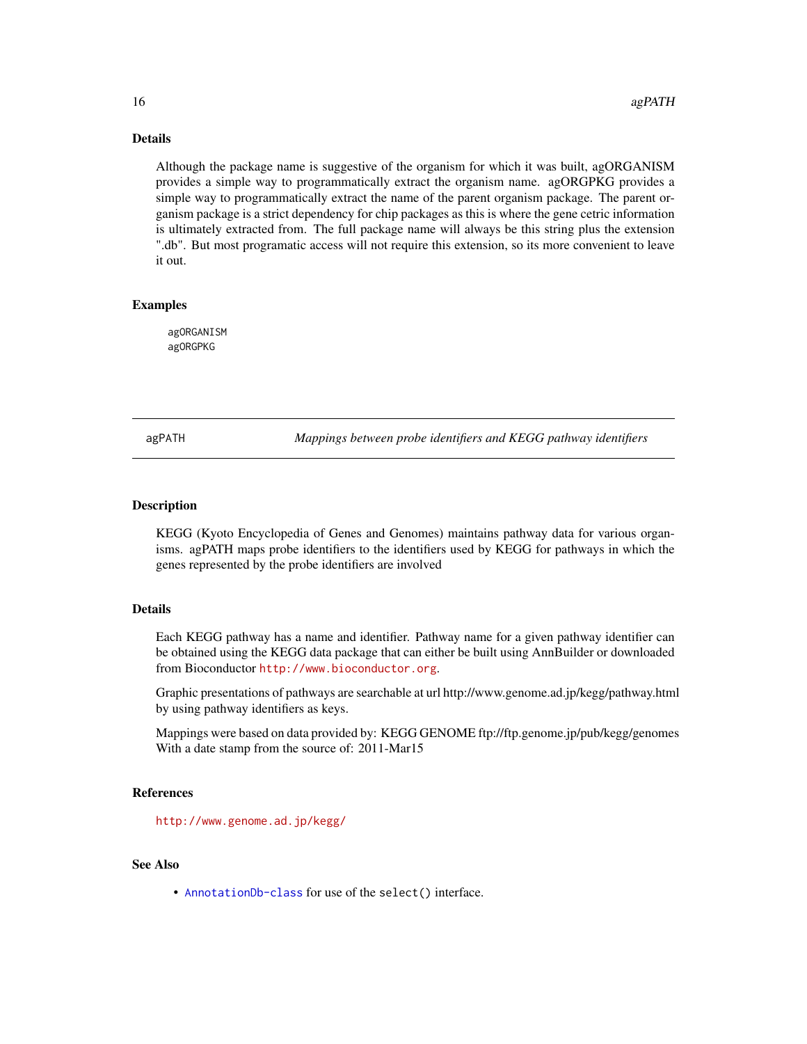### Details

Although the package name is suggestive of the organism for which it was built, agORGANISM provides a simple way to programmatically extract the organism name. agORGPKG provides a simple way to programmatically extract the name of the parent organism package. The parent organism package is a strict dependency for chip packages as this is where the gene cetric information is ultimately extracted from. The full package name will always be this string plus the extension ".db". But most programatic access will not require this extension, so its more convenient to leave it out.

### Examples

```
agORGANISM
agORGPKG
```

---

## agPATH — *Mappings between probe identifiers and KEGG pathway identifiers*

---

### Description

KEGG (Kyoto Encyclopedia of Genes and Genomes) maintains pathway data for various organisms. agPATH maps probe identifiers to the identifiers used by KEGG for pathways in which the genes represented by the probe identifiers are involved

### Details

Each KEGG pathway has a name and identifier. Pathway name for a given pathway identifier can be obtained using the KEGG data package that can either be built using AnnBuilder or downloaded from Bioconductor http://www.bioconductor.org.

Graphic presentations of pathways are searchable at url http://www.genome.ad.jp/kegg/pathway.html by using pathway identifiers as keys.

Mappings were based on data provided by: KEGG GENOME ftp://ftp.genome.jp/pub/kegg/genomes With a date stamp from the source of: 2011-Mar15

### References

http://www.genome.ad.jp/kegg/

### See Also

- `AnnotationDb-class` for use of the `select()` interface.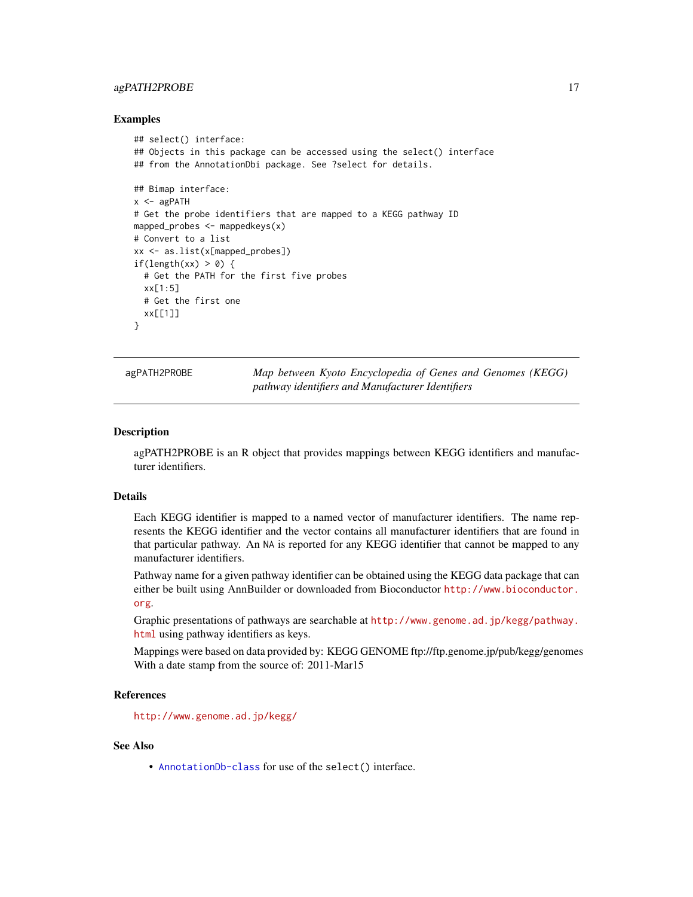### Examples

```
## select() interface:
## Objects in this package can be accessed using the select() interface
## from the AnnotationDbi package. See ?select for details.

## Bimap interface:
x <- agPATH
# Get the probe identifiers that are mapped to a KEGG pathway ID
mapped_probes <- mappedkeys(x)
# Convert to a list
xx <- as.list(x[mapped_probes])
if(length(xx) > 0) {
  # Get the PATH for the first five probes
  xx[1:5]
  # Get the first one
  xx[[1]]
}
```

---

## agPATH2PROBE — *Map between Kyoto Encyclopedia of Genes and Genomes (KEGG) pathway identifiers and Manufacturer Identifiers*

---

### Description

agPATH2PROBE is an R object that provides mappings between KEGG identifiers and manufacturer identifiers.

### Details

Each KEGG identifier is mapped to a named vector of manufacturer identifiers. The name represents the KEGG identifier and the vector contains all manufacturer identifiers that are found in that particular pathway. An `NA` is reported for any KEGG identifier that cannot be mapped to any manufacturer identifiers.

Pathway name for a given pathway identifier can be obtained using the KEGG data package that can either be built using AnnBuilder or downloaded from Bioconductor `http://www.bioconductor.org`.

Graphic presentations of pathways are searchable at `http://www.genome.ad.jp/kegg/pathway.html` using pathway identifiers as keys.

Mappings were based on data provided by: KEGG GENOME ftp://ftp.genome.jp/pub/kegg/genomes With a date stamp from the source of: 2011-Mar15

### References

`http://www.genome.ad.jp/kegg/`

### See Also

- `AnnotationDb-class` for use of the `select()` interface.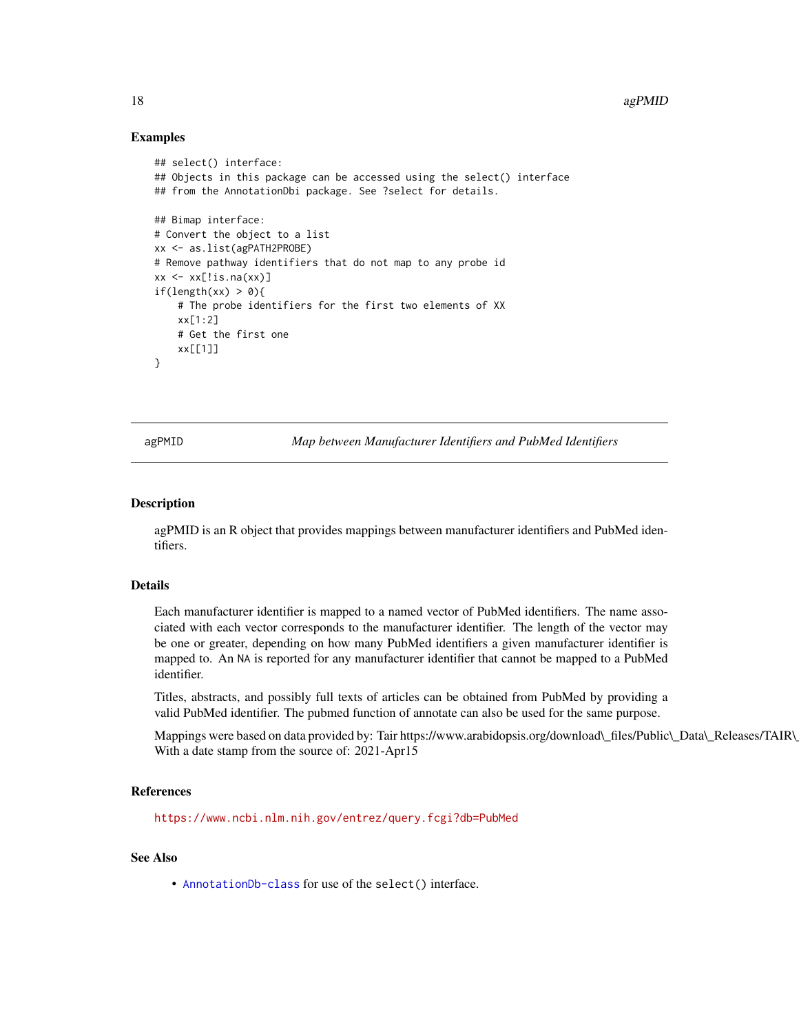## Examples

```
## select() interface:
## Objects in this package can be accessed using the select() interface
## from the AnnotationDbi package. See ?select for details.

## Bimap interface:
# Convert the object to a list
xx <- as.list(agPATH2PROBE)
# Remove pathway identifiers that do not map to any probe id
xx <- xx[!is.na(xx)]
if(length(xx) > 0){
    # The probe identifiers for the first two elements of XX
    xx[1:2]
    # Get the first one
    xx[[1]]
}
```

---

agPMID *Map between Manufacturer Identifiers and PubMed Identifiers*

---

## Description

agPMID is an R object that provides mappings between manufacturer identifiers and PubMed identifiers.

## Details

Each manufacturer identifier is mapped to a named vector of PubMed identifiers. The name associated with each vector corresponds to the manufacturer identifier. The length of the vector may be one or greater, depending on how many PubMed identifiers a given manufacturer identifier is mapped to. An NA is reported for any manufacturer identifier that cannot be mapped to a PubMed identifier.

Titles, abstracts, and possibly full texts of articles can be obtained from PubMed by providing a valid PubMed identifier. The pubmed function of annotate can also be used for the same purpose.

Mappings were based on data provided by: Tair https://www.arabidopsis.org/download\_files/Public\_Data\_Releases/TAIR\_
With a date stamp from the source of: 2021-Apr15

## References

https://www.ncbi.nlm.nih.gov/entrez/query.fcgi?db=PubMed

## See Also

- AnnotationDb-class for use of the select() interface.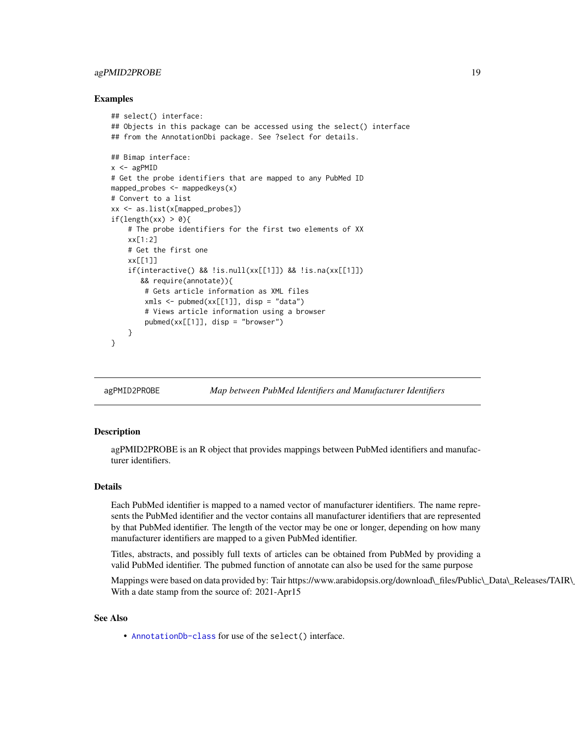### Examples

```
## select() interface:
## Objects in this package can be accessed using the select() interface
## from the AnnotationDbi package. See ?select for details.

## Bimap interface:
x <- agPMID
# Get the probe identifiers that are mapped to any PubMed ID
mapped_probes <- mappedkeys(x)
# Convert to a list
xx <- as.list(x[mapped_probes])
if(length(xx) > 0){
    # The probe identifiers for the first two elements of XX
    xx[1:2]
    # Get the first one
    xx[[1]]
    if(interactive() && !is.null(xx[[1]]) && !is.na(xx[[1]])
       && require(annotate)){
        # Gets article information as XML files
        xmls <- pubmed(xx[[1]], disp = "data")
        # Views article information using a browser
        pubmed(xx[[1]], disp = "browser")
    }
}
```

---

## agPMID2PROBE *Map between PubMed Identifiers and Manufacturer Identifiers*

### Description

agPMID2PROBE is an R object that provides mappings between PubMed identifiers and manufacturer identifiers.

### Details

Each PubMed identifier is mapped to a named vector of manufacturer identifiers. The name represents the PubMed identifier and the vector contains all manufacturer identifiers that are represented by that PubMed identifier. The length of the vector may be one or longer, depending on how many manufacturer identifiers are mapped to a given PubMed identifier.

Titles, abstracts, and possibly full texts of articles can be obtained from PubMed by providing a valid PubMed identifier. The pubmed function of annotate can also be used for the same purpose

Mappings were based on data provided by: Tair https://www.arabidopsis.org/download\_files/Public\_Data\_Releases/TAIR\_
With a date stamp from the source of: 2021-Apr15

### See Also

- AnnotationDb-class for use of the select() interface.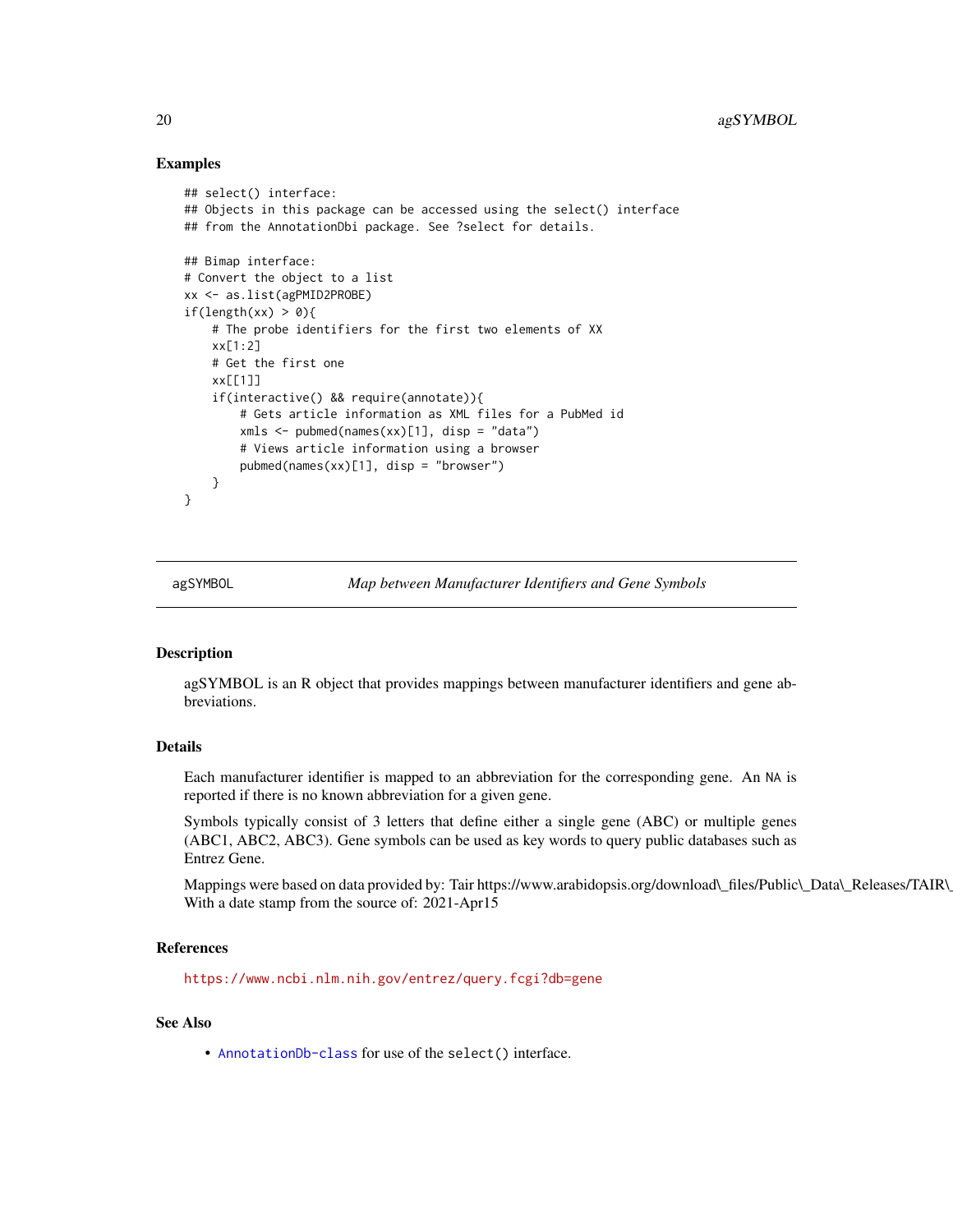## Examples

```
## select() interface:
## Objects in this package can be accessed using the select() interface
## from the AnnotationDbi package. See ?select for details.

## Bimap interface:
# Convert the object to a list
xx <- as.list(agPMID2PROBE)
if(length(xx) > 0){
    # The probe identifiers for the first two elements of XX
    xx[1:2]
    # Get the first one
    xx[[1]]
    if(interactive() && require(annotate)){
        # Gets article information as XML files for a PubMed id
        xmls <- pubmed(names(xx)[1], disp = "data")
        # Views article information using a browser
        pubmed(names(xx)[1], disp = "browser")
    }
}
```

---

agSYMBOL *Map between Manufacturer Identifiers and Gene Symbols*

---

## Description

agSYMBOL is an R object that provides mappings between manufacturer identifiers and gene abbreviations.

## Details

Each manufacturer identifier is mapped to an abbreviation for the corresponding gene. An NA is reported if there is no known abbreviation for a given gene.

Symbols typically consist of 3 letters that define either a single gene (ABC) or multiple genes (ABC1, ABC2, ABC3). Gene symbols can be used as key words to query public databases such as Entrez Gene.

Mappings were based on data provided by: Tair https://www.arabidopsis.org/download_files/Public_Data_Releases/TAIR_
With a date stamp from the source of: 2021-Apr15

## References

https://www.ncbi.nlm.nih.gov/entrez/query.fcgi?db=gene

## See Also

- AnnotationDb-class for use of the select() interface.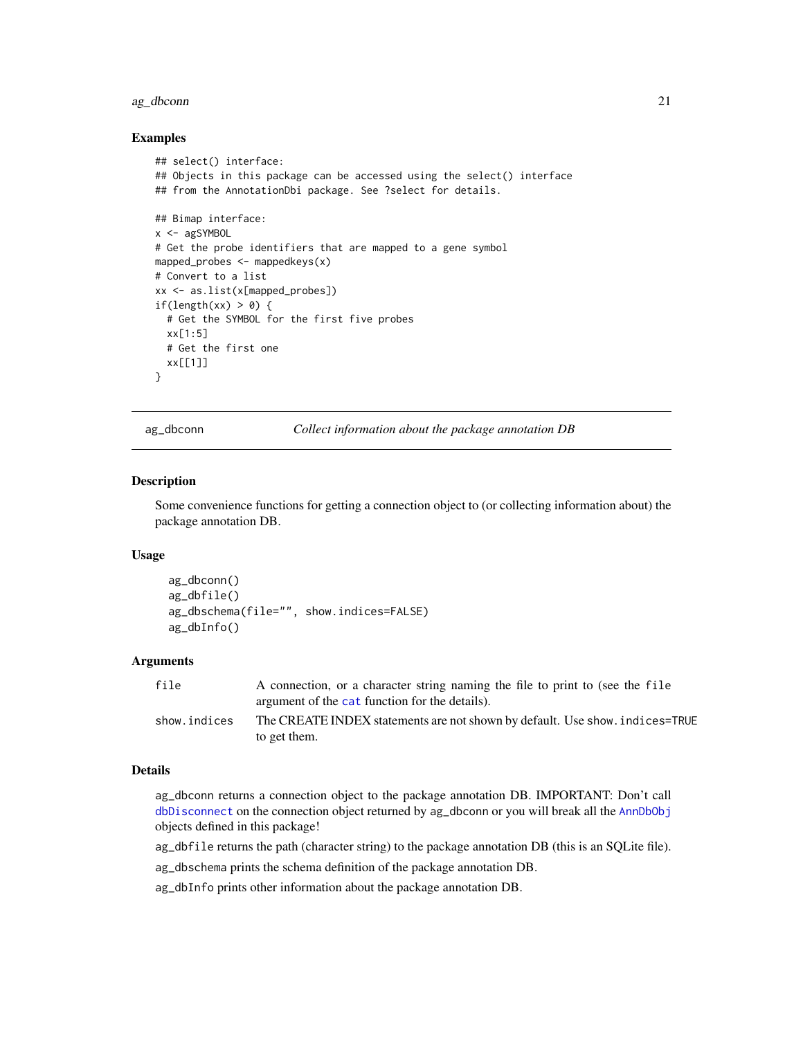## Examples

```
## select() interface:
## Objects in this package can be accessed using the select() interface
## from the AnnotationDbi package. See ?select for details.

## Bimap interface:
x <- agSYMBOL
# Get the probe identifiers that are mapped to a gene symbol
mapped_probes <- mappedkeys(x)
# Convert to a list
xx <- as.list(x[mapped_probes])
if(length(xx) > 0) {
  # Get the SYMBOL for the first five probes
  xx[1:5]
  # Get the first one
  xx[[1]]
}
```

---

# ag_dbconn    *Collect information about the package annotation DB*

---

## Description

Some convenience functions for getting a connection object to (or collecting information about) the package annotation DB.

## Usage

```
ag_dbconn()
ag_dbfile()
ag_dbschema(file="", show.indices=FALSE)
ag_dbInfo()
```

## Arguments

| | |
|---|---|
| `file` | A connection, or a character string naming the file to print to (see the `file` argument of the `cat` function for the details). |
| `show.indices` | The CREATE INDEX statements are not shown by default. Use `show.indices=TRUE` to get them. |

## Details

`ag_dbconn` returns a connection object to the package annotation DB. IMPORTANT: Don't call `dbDisconnect` on the connection object returned by `ag_dbconn` or you will break all the `AnnDbObj` objects defined in this package!

`ag_dbfile` returns the path (character string) to the package annotation DB (this is an SQLite file).

`ag_dbschema` prints the schema definition of the package annotation DB.

`ag_dbInfo` prints other information about the package annotation DB.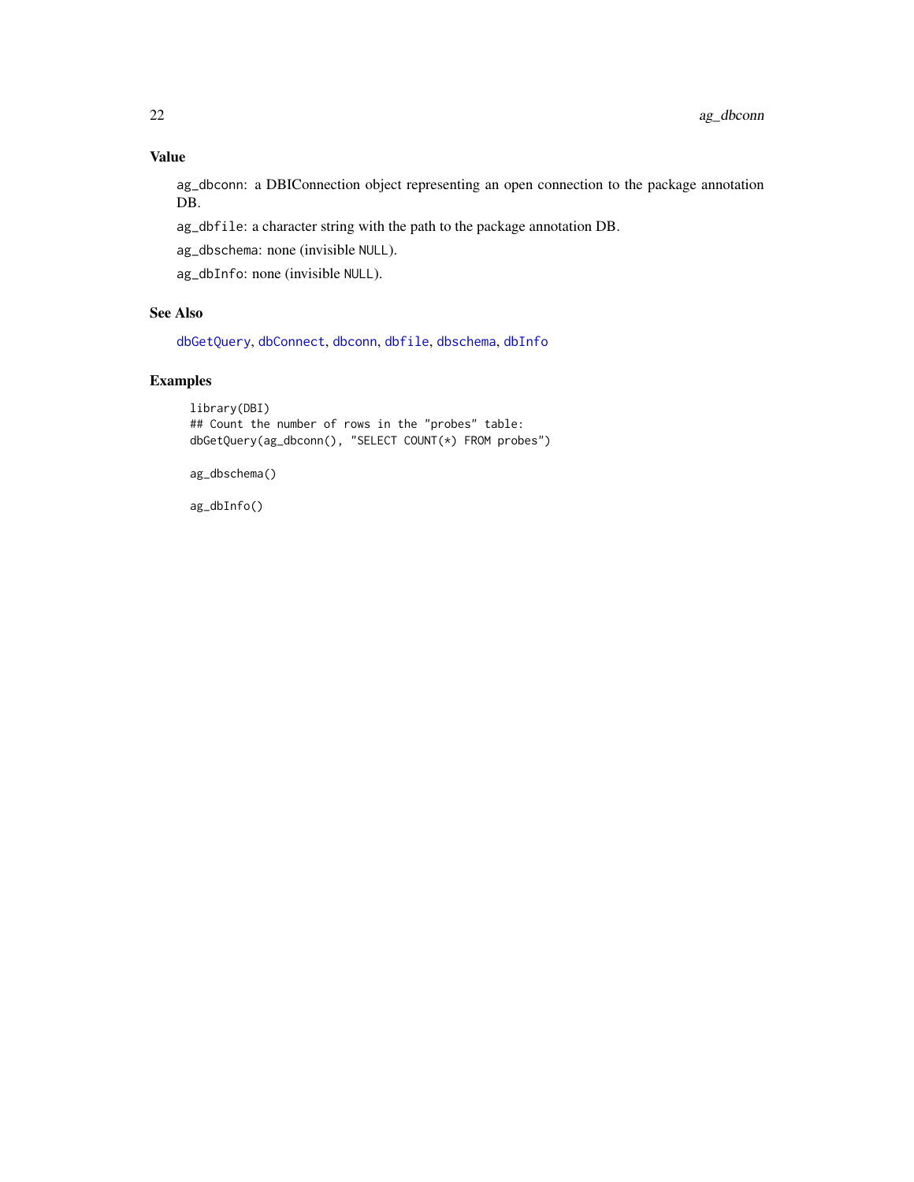## Value

`ag_dbconn`: a DBIConnection object representing an open connection to the package annotation DB.

`ag_dbfile`: a character string with the path to the package annotation DB.

`ag_dbschema`: none (invisible `NULL`).

`ag_dbInfo`: none (invisible `NULL`).

## See Also

`dbGetQuery`, `dbConnect`, `dbconn`, `dbfile`, `dbschema`, `dbInfo`

## Examples

```
library(DBI)
## Count the number of rows in the "probes" table:
dbGetQuery(ag_dbconn(), "SELECT COUNT(*) FROM probes")

ag_dbschema()

ag_dbInfo()
```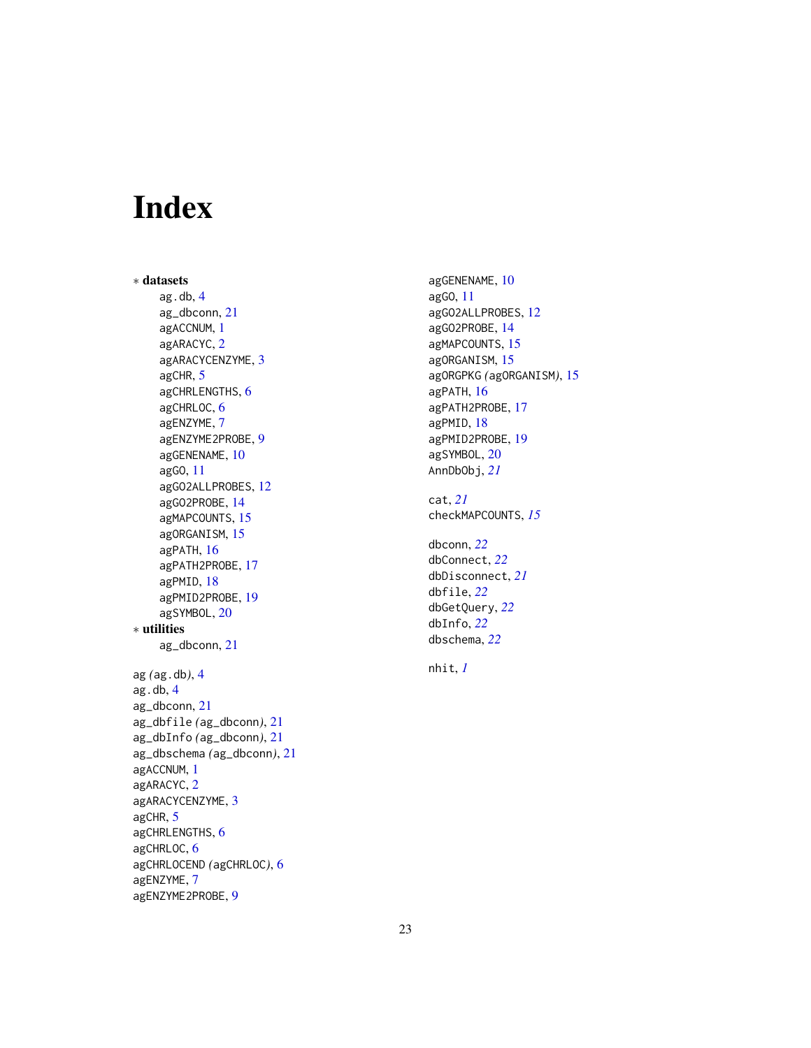# Index

* **datasets**
  - ag.db, 4
  - ag_dbconn, 21
  - agACCNUM, 1
  - agARACYC, 2
  - agARACYCENZYME, 3
  - agCHR, 5
  - agCHRLENGTHS, 6
  - agCHRLOC, 6
  - agENZYME, 7
  - agENZYME2PROBE, 9
  - agGENENAME, 10
  - agGO, 11
  - agGO2ALLPROBES, 12
  - agGO2PROBE, 14
  - agMAPCOUNTS, 15
  - agORGANISM, 15
  - agPATH, 16
  - agPATH2PROBE, 17
  - agPMID, 18
  - agPMID2PROBE, 19
  - agSYMBOL, 20

* **utilities**
  - ag_dbconn, 21

ag *(*ag.db*)*, 4
ag.db, 4
ag_dbconn, 21
ag_dbfile *(*ag_dbconn*)*, 21
ag_dbInfo *(*ag_dbconn*)*, 21
ag_dbschema *(*ag_dbconn*)*, 21
agACCNUM, 1
agARACYC, 2
agARACYCENZYME, 3
agCHR, 5
agCHRLENGTHS, 6
agCHRLOC, 6
agCHRLOCEND *(*agCHRLOC*)*, 6
agENZYME, 7
agENZYME2PROBE, 9
agGENENAME, 10
agGO, 11
agGO2ALLPROBES, 12
agGO2PROBE, 14
agMAPCOUNTS, 15
agORGANISM, 15
agORGPKG *(*agORGANISM*)*, 15
agPATH, 16
agPATH2PROBE, 17
agPMID, 18
agPMID2PROBE, 19
agSYMBOL, 20
AnnDbObj, *21*

cat, *21*
checkMAPCOUNTS, *15*

dbconn, *22*
dbConnect, *22*
dbDisconnect, *21*
dbfile, *22*
dbGetQuery, *22*
dbInfo, *22*
dbschema, *22*

nhit, *1*